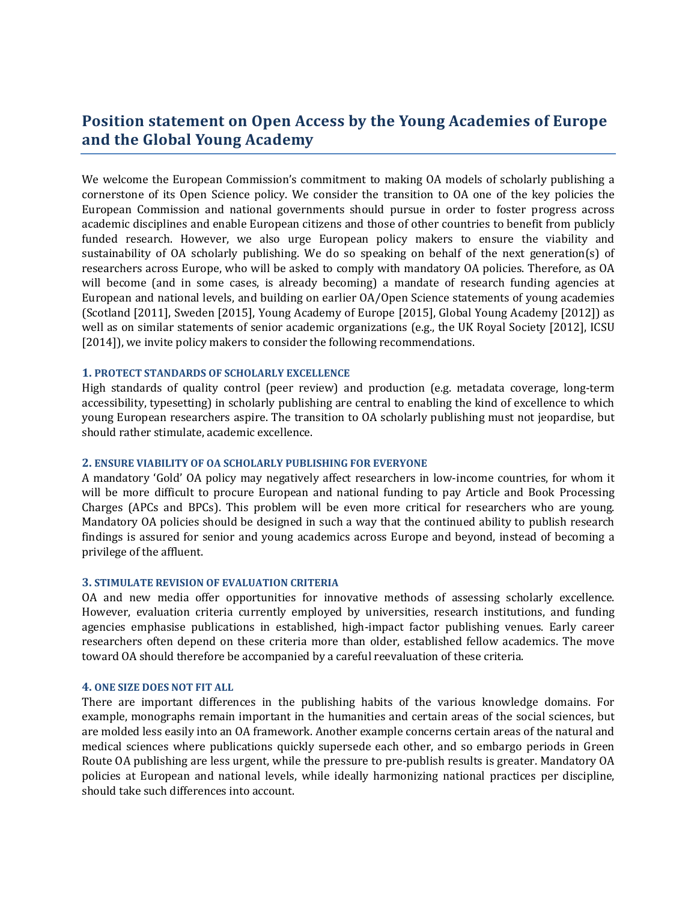# Position statement on Open Access by the Young Academies of Europe and the Global Young Academy

We welcome the European Commission's commitment to making OA models of scholarly publishing a cornerstone of its Open Science policy. We consider the transition to OA one of the key policies the European Commission and national governments should pursue in order to foster progress across academic disciplines and enable European citizens and those of other countries to benefit from publicly funded research. However, we also urge European policy makers to ensure the viability and sustainability of OA scholarly publishing. We do so speaking on behalf of the next generation(s) of researchers across Europe, who will be asked to comply with mandatory OA policies. Therefore, as OA will become (and in some cases, is already becoming) a mandate of research funding agencies at European and national levels, and building on earlier OA/Open Science statements of young academies (Scotland [2011], Sweden [2015], Young Academy of Europe [2015], Global Young Academy [2012]) as well as on similar statements of senior academic organizations (e.g., the UK Royal Society [2012], ICSU [2014]), we invite policy makers to consider the following recommendations.

### 1. PROTECT STANDARDS OF SCHOLARLY EXCELLENCE

High standards of quality control (peer review) and production (e.g. metadata coverage, long-term accessibility, typesetting) in scholarly publishing are central to enabling the kind of excellence to which young European researchers aspire. The transition to OA scholarly publishing must not jeopardise, but should rather stimulate, academic excellence.

### 2. ENSURE VIABILITY OF OA SCHOLARLY PUBLISHING FOR EVERYONE

A mandatory 'Gold' OA policy may negatively affect researchers in low-income countries, for whom it will be more difficult to procure European and national funding to pay Article and Book Processing Charges (APCs and BPCs). This problem will be even more critical for researchers who are young. Mandatory OA policies should be designed in such a way that the continued ability to publish research findings is assured for senior and young academics across Europe and beyond, instead of becoming a privilege of the affluent.

### 3. STIMULATE REVISION OF EVALUATION CRITERIA

OA and new media offer opportunities for innovative methods of assessing scholarly excellence. However, evaluation criteria currently employed by universities, research institutions, and funding agencies emphasise publications in established, high-impact factor publishing venues. Early career researchers often depend on these criteria more than older, established fellow academics. The move toward OA should therefore be accompanied by a careful reevaluation of these criteria.

### 4. ONE SIZE DOES NOT FIT ALL

There are important differences in the publishing habits of the various knowledge domains. For example, monographs remain important in the humanities and certain areas of the social sciences, but are molded less easily into an OA framework. Another example concerns certain areas of the natural and medical sciences where publications quickly supersede each other, and so embargo periods in Green Route OA publishing are less urgent, while the pressure to pre-publish results is greater. Mandatory OA policies at European and national levels, while ideally harmonizing national practices per discipline, should take such differences into account.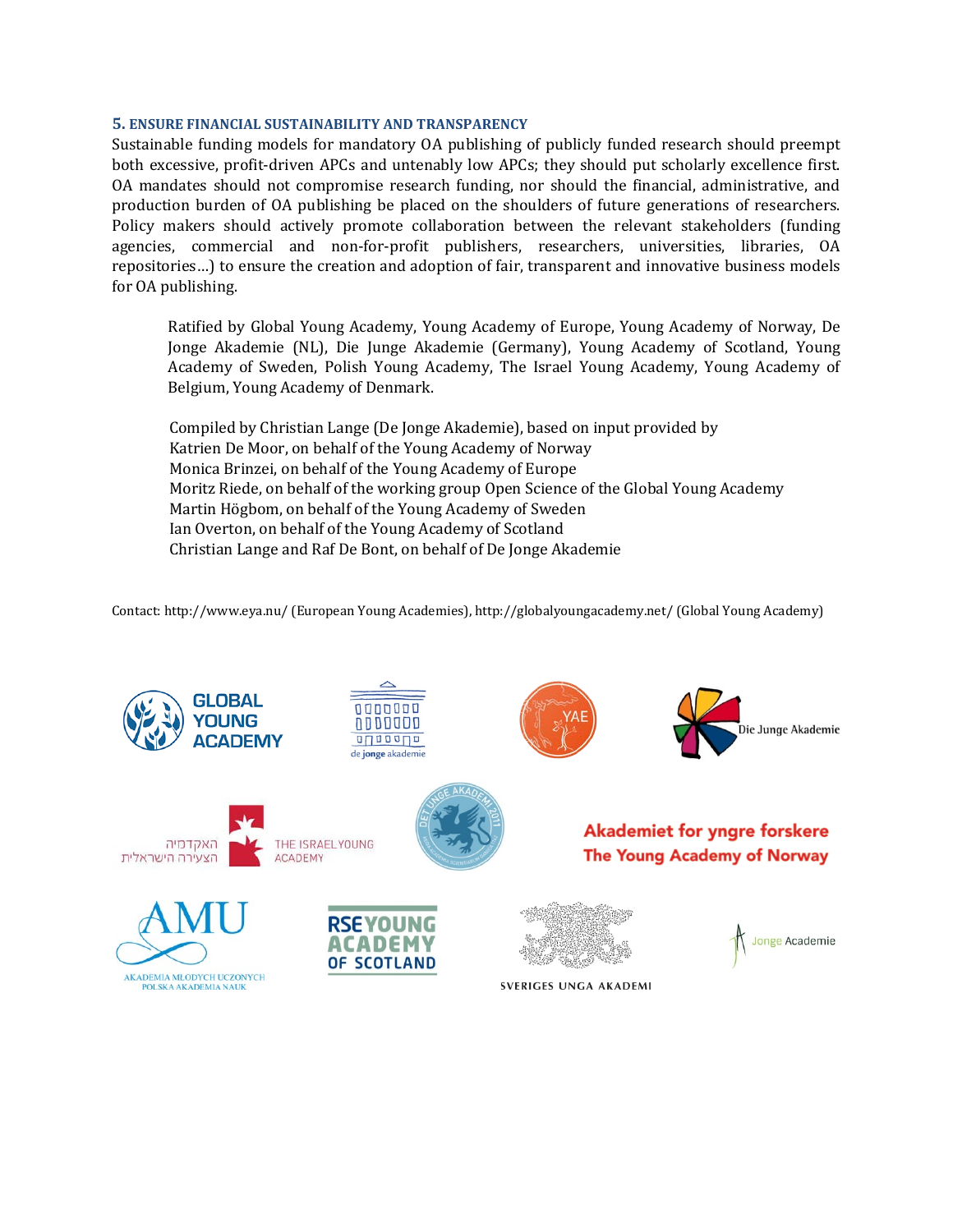### 5. ENSURE FINANCIAL SUSTAINABILITY AND TRANSPARENCY

Sustainable funding models for mandatory OA publishing of publicly funded research should preempt both excessive, profit-driven APCs and untenably low APCs; they should put scholarly excellence first. OA mandates should not compromise research funding, nor should the financial, administrative, and production burden of OA publishing be placed on the shoulders of future generations of researchers. Policy makers should actively promote collaboration between the relevant stakeholders (funding agencies, commercial and non-for-profit publishers, researchers, universities, libraries, OA repositories…) to ensure the creation and adoption of fair, transparent and innovative business models for OA publishing.

Ratified by Global Young Academy, Young Academy of Europe, Young Academy of Norway, De Jonge Akademie (NL), Die Junge Akademie (Germany), Young Academy of Scotland, Young Academy of Sweden, Polish Young Academy, The Israel Young Academy, Young Academy of Belgium, Young Academy of Denmark.

Compiled by Christian Lange (De Jonge Akademie), based on input provided by
Katrien De Moor, on behalf of the Young Academy of Norway
Monica Brinzei, on behalf of the Young Academy of Europe
Moritz Riede, on behalf of the working group Open Science of the Global Young Academy
Martin Högbom, on behalf of the Young Academy of Sweden
Ian Overton, on behalf of the Young Academy of Scotland
Christian Lange and Raf De Bont, on behalf of De Jonge Akademie

Contact: http://www.eya.nu/ (European Young Academies), http://globalyoungacademy.net/ (Global Young Academy)

GLOBAL YOUNG ACADEMY

de jonge akademie

YAE

Die Junge Akademie

האקדמיה הצעירה הישראלית THE ISRAEL YOUNG ACADEMY

DET UNGE AKADEMI 2011

Akademiet for yngre forskere
The Young Academy of Norway

AMU
AKADEMIA MŁODYCH UCZONYCH
POLSKA AKADEMIA NAUK

RSE YOUNG ACADEMY OF SCOTLAND

SVERIGES UNGA AKADEMI

Jonge Academie